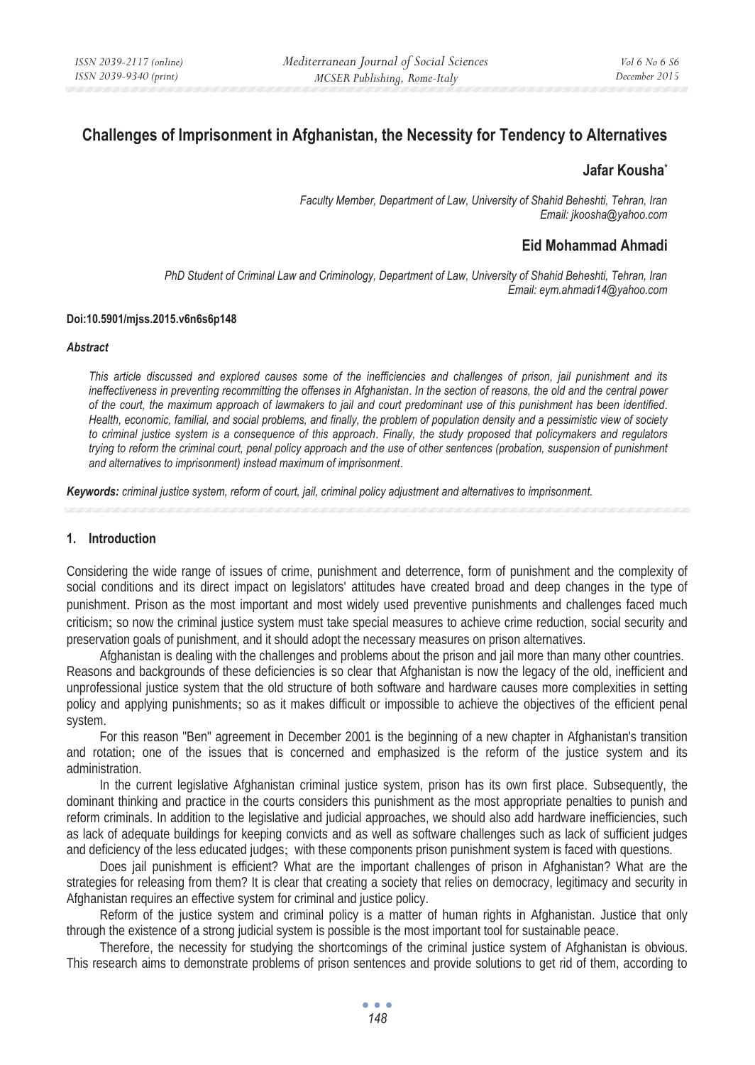# Challenges of Imprisonment in Afghanistan, the Necessity for Tendency to Alternatives

## Jafar Kousha*

*Faculty Member, Department of Law, University of Shahid Beheshti, Tehran, Iran*
*Email: jkoosha@yahoo.com*

## Eid Mohammad Ahmadi

*PhD Student of Criminal Law and Criminology, Department of Law, University of Shahid Beheshti, Tehran, Iran*
*Email: eym.ahmadi14@yahoo.com*

**Doi:10.5901/mjss.2015.v6n6s6p148**

***Abstract***

*This article discussed and explored causes some of the inefficiencies and challenges of prison, jail punishment and its ineffectiveness in preventing recommitting the offenses in Afghanistan. In the section of reasons, the old and the central power of the court, the maximum approach of lawmakers to jail and court predominant use of this punishment has been identified. Health, economic, familial, and social problems, and finally, the problem of population density and a pessimistic view of society to criminal justice system is a consequence of this approach. Finally, the study proposed that policymakers and regulators trying to reform the criminal court, penal policy approach and the use of other sentences (probation, suspension of punishment and alternatives to imprisonment) instead maximum of imprisonment.*

***Keywords:** criminal justice system, reform of court, jail, criminal policy adjustment and alternatives to imprisonment.*

## 1. Introduction

Considering the wide range of issues of crime, punishment and deterrence, form of punishment and the complexity of social conditions and its direct impact on legislators' attitudes have created broad and deep changes in the type of punishment. Prison as the most important and most widely used preventive punishments and challenges faced much criticism; so now the criminal justice system must take special measures to achieve crime reduction, social security and preservation goals of punishment, and it should adopt the necessary measures on prison alternatives.

Afghanistan is dealing with the challenges and problems about the prison and jail more than many other countries. Reasons and backgrounds of these deficiencies is so clear that Afghanistan is now the legacy of the old, inefficient and unprofessional justice system that the old structure of both software and hardware causes more complexities in setting policy and applying punishments; so as it makes difficult or impossible to achieve the objectives of the efficient penal system.

For this reason "Ben" agreement in December 2001 is the beginning of a new chapter in Afghanistan's transition and rotation; one of the issues that is concerned and emphasized is the reform of the justice system and its administration.

In the current legislative Afghanistan criminal justice system, prison has its own first place. Subsequently, the dominant thinking and practice in the courts considers this punishment as the most appropriate penalties to punish and reform criminals. In addition to the legislative and judicial approaches, we should also add hardware inefficiencies, such as lack of adequate buildings for keeping convicts and as well as software challenges such as lack of sufficient judges and deficiency of the less educated judges; with these components prison punishment system is faced with questions.

Does jail punishment is efficient? What are the important challenges of prison in Afghanistan? What are the strategies for releasing from them? It is clear that creating a society that relies on democracy, legitimacy and security in Afghanistan requires an effective system for criminal and justice policy.

Reform of the justice system and criminal policy is a matter of human rights in Afghanistan. Justice that only through the existence of a strong judicial system is possible is the most important tool for sustainable peace.

Therefore, the necessity for studying the shortcomings of the criminal justice system of Afghanistan is obvious. This research aims to demonstrate problems of prison sentences and provide solutions to get rid of them, according to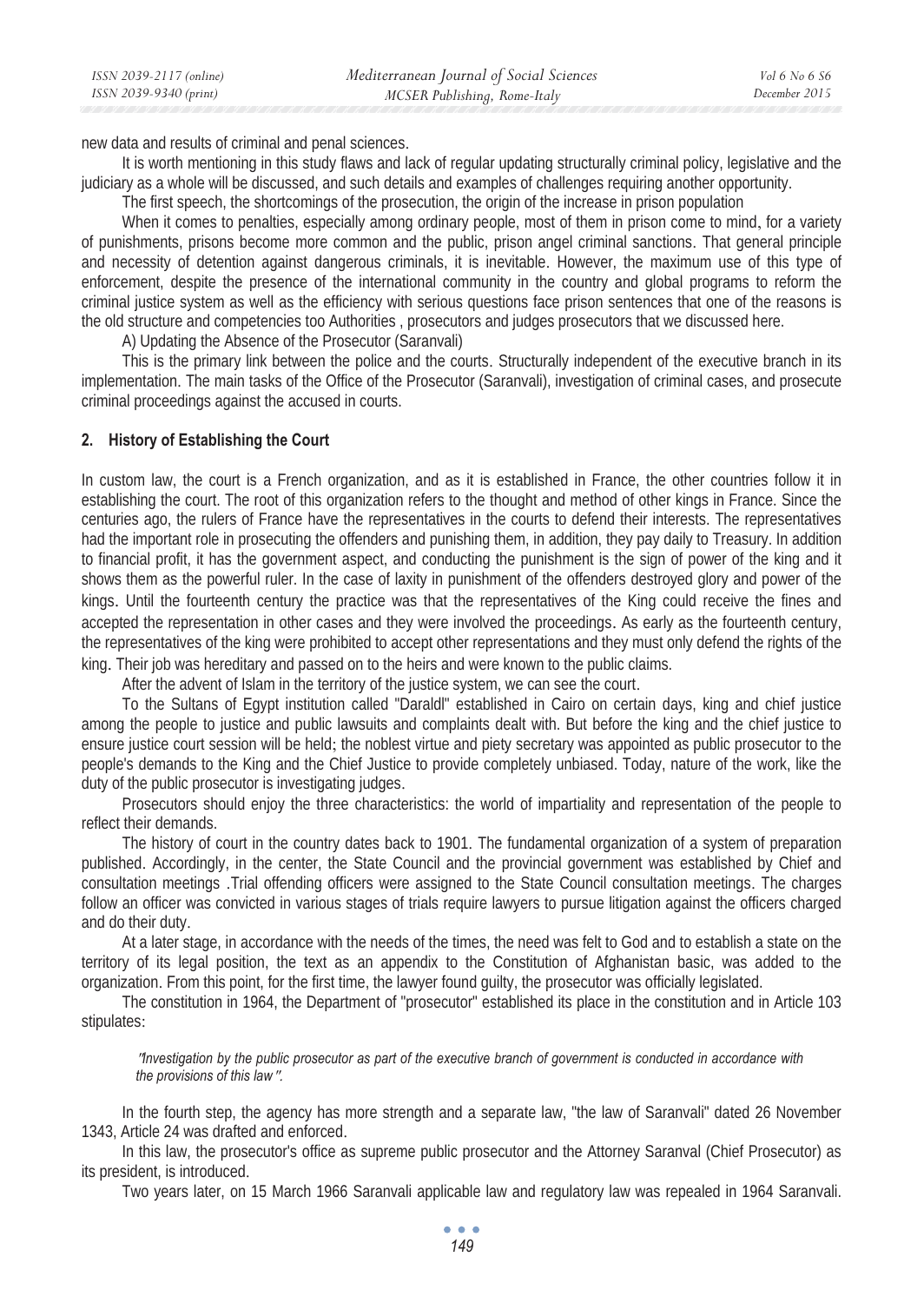new data and results of criminal and penal sciences.

It is worth mentioning in this study flaws and lack of regular updating structurally criminal policy, legislative and the judiciary as a whole will be discussed, and such details and examples of challenges requiring another opportunity.

The first speech, the shortcomings of the prosecution, the origin of the increase in prison population

When it comes to penalties, especially among ordinary people, most of them in prison come to mind, for a variety of punishments, prisons become more common and the public, prison angel criminal sanctions. That general principle and necessity of detention against dangerous criminals, it is inevitable. However, the maximum use of this type of enforcement, despite the presence of the international community in the country and global programs to reform the criminal justice system as well as the efficiency with serious questions face prison sentences that one of the reasons is the old structure and competencies too Authorities , prosecutors and judges prosecutors that we discussed here.

A) Updating the Absence of the Prosecutor (Saranvali)

This is the primary link between the police and the courts. Structurally independent of the executive branch in its implementation. The main tasks of the Office of the Prosecutor (Saranvali), investigation of criminal cases, and prosecute criminal proceedings against the accused in courts.

## 2. History of Establishing the Court

In custom law, the court is a French organization, and as it is established in France, the other countries follow it in establishing the court. The root of this organization refers to the thought and method of other kings in France. Since the centuries ago, the rulers of France have the representatives in the courts to defend their interests. The representatives had the important role in prosecuting the offenders and punishing them, in addition, they pay daily to Treasury. In addition to financial profit, it has the government aspect, and conducting the punishment is the sign of power of the king and it shows them as the powerful ruler. In the case of laxity in punishment of the offenders destroyed glory and power of the kings. Until the fourteenth century the practice was that the representatives of the King could receive the fines and accepted the representation in other cases and they were involved the proceedings. As early as the fourteenth century, the representatives of the king were prohibited to accept other representations and they must only defend the rights of the king. Their job was hereditary and passed on to the heirs and were known to the public claims.

After the advent of Islam in the territory of the justice system, we can see the court.

To the Sultans of Egypt institution called "Daraldl" established in Cairo on certain days, king and chief justice among the people to justice and public lawsuits and complaints dealt with. But before the king and the chief justice to ensure justice court session will be held; the noblest virtue and piety secretary was appointed as public prosecutor to the people's demands to the King and the Chief Justice to provide completely unbiased. Today, nature of the work, like the duty of the public prosecutor is investigating judges.

Prosecutors should enjoy the three characteristics: the world of impartiality and representation of the people to reflect their demands.

The history of court in the country dates back to 1901. The fundamental organization of a system of preparation published. Accordingly, in the center, the State Council and the provincial government was established by Chief and consultation meetings .Trial offending officers were assigned to the State Council consultation meetings. The charges follow an officer was convicted in various stages of trials require lawyers to pursue litigation against the officers charged and do their duty.

At a later stage, in accordance with the needs of the times, the need was felt to God and to establish a state on the territory of its legal position, the text as an appendix to the Constitution of Afghanistan basic, was added to the organization. From this point, for the first time, the lawyer found guilty, the prosecutor was officially legislated.

The constitution in 1964, the Department of "prosecutor" established its place in the constitution and in Article 103 stipulates:

> *"Investigation by the public prosecutor as part of the executive branch of government is conducted in accordance with the provisions of this law".*

In the fourth step, the agency has more strength and a separate law, "the law of Saranvali" dated 26 November 1343, Article 24 was drafted and enforced.

In this law, the prosecutor's office as supreme public prosecutor and the Attorney Saranval (Chief Prosecutor) as its president, is introduced.

Two years later, on 15 March 1966 Saranvali applicable law and regulatory law was repealed in 1964 Saranvali.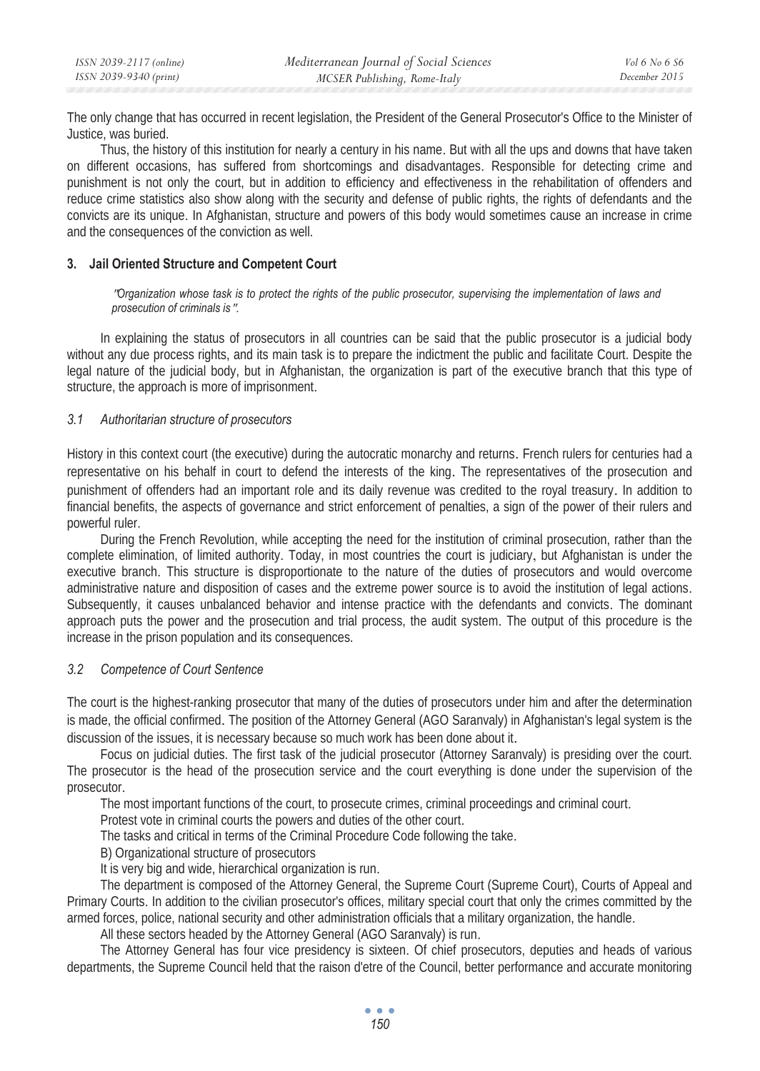The only change that has occurred in recent legislation, the President of the General Prosecutor's Office to the Minister of Justice, was buried.

Thus, the history of this institution for nearly a century in his name. But with all the ups and downs that have taken on different occasions, has suffered from shortcomings and disadvantages. Responsible for detecting crime and punishment is not only the court, but in addition to efficiency and effectiveness in the rehabilitation of offenders and reduce crime statistics also show along with the security and defense of public rights, the rights of defendants and the convicts are its unique. In Afghanistan, structure and powers of this body would sometimes cause an increase in crime and the consequences of the conviction as well.

## 3. Jail Oriented Structure and Competent Court

> *"Organization whose task is to protect the rights of the public prosecutor, supervising the implementation of laws and prosecution of criminals is".*

In explaining the status of prosecutors in all countries can be said that the public prosecutor is a judicial body without any due process rights, and its main task is to prepare the indictment the public and facilitate Court. Despite the legal nature of the judicial body, but in Afghanistan, the organization is part of the executive branch that this type of structure, the approach is more of imprisonment.

### *3.1 Authoritarian structure of prosecutors*

History in this context court (the executive) during the autocratic monarchy and returns. French rulers for centuries had a representative on his behalf in court to defend the interests of the king. The representatives of the prosecution and punishment of offenders had an important role and its daily revenue was credited to the royal treasury. In addition to financial benefits, the aspects of governance and strict enforcement of penalties, a sign of the power of their rulers and powerful ruler.

During the French Revolution, while accepting the need for the institution of criminal prosecution, rather than the complete elimination, of limited authority. Today, in most countries the court is judiciary, but Afghanistan is under the executive branch. This structure is disproportionate to the nature of the duties of prosecutors and would overcome administrative nature and disposition of cases and the extreme power source is to avoid the institution of legal actions. Subsequently, it causes unbalanced behavior and intense practice with the defendants and convicts. The dominant approach puts the power and the prosecution and trial process, the audit system. The output of this procedure is the increase in the prison population and its consequences.

### *3.2 Competence of Court Sentence*

The court is the highest-ranking prosecutor that many of the duties of prosecutors under him and after the determination is made, the official confirmed. The position of the Attorney General (AGO Saranvaly) in Afghanistan's legal system is the discussion of the issues, it is necessary because so much work has been done about it.

Focus on judicial duties. The first task of the judicial prosecutor (Attorney Saranvaly) is presiding over the court. The prosecutor is the head of the prosecution service and the court everything is done under the supervision of the prosecutor.

The most important functions of the court, to prosecute crimes, criminal proceedings and criminal court.

Protest vote in criminal courts the powers and duties of the other court.

The tasks and critical in terms of the Criminal Procedure Code following the take.

B) Organizational structure of prosecutors

It is very big and wide, hierarchical organization is run.

The department is composed of the Attorney General, the Supreme Court (Supreme Court), Courts of Appeal and Primary Courts. In addition to the civilian prosecutor's offices, military special court that only the crimes committed by the armed forces, police, national security and other administration officials that a military organization, the handle.

All these sectors headed by the Attorney General (AGO Saranvaly) is run.

The Attorney General has four vice presidency is sixteen. Of chief prosecutors, deputies and heads of various departments, the Supreme Council held that the raison d'etre of the Council, better performance and accurate monitoring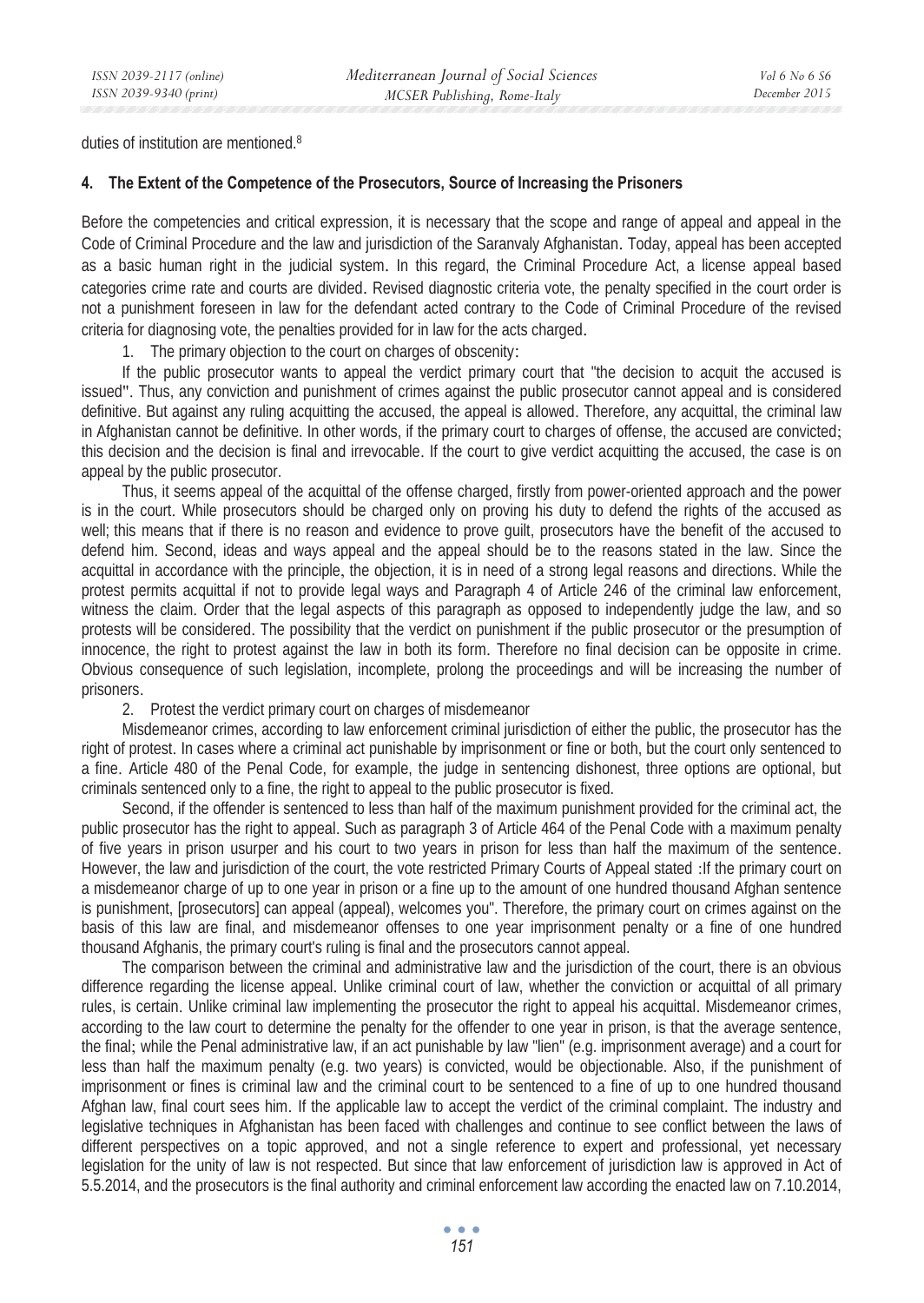duties of institution are mentioned.[8]

## 4. The Extent of the Competence of the Prosecutors, Source of Increasing the Prisoners

Before the competencies and critical expression, it is necessary that the scope and range of appeal and appeal in the Code of Criminal Procedure and the law and jurisdiction of the Saranvaly Afghanistan. Today, appeal has been accepted as a basic human right in the judicial system. In this regard, the Criminal Procedure Act, a license appeal based categories crime rate and courts are divided. Revised diagnostic criteria vote, the penalty specified in the court order is not a punishment foreseen in law for the defendant acted contrary to the Code of Criminal Procedure of the revised criteria for diagnosing vote, the penalties provided for in law for the acts charged.

1. The primary objection to the court on charges of obscenity:

If the public prosecutor wants to appeal the verdict primary court that "the decision to acquit the accused is issued". Thus, any conviction and punishment of crimes against the public prosecutor cannot appeal and is considered definitive. But against any ruling acquitting the accused, the appeal is allowed. Therefore, any acquittal, the criminal law in Afghanistan cannot be definitive. In other words, if the primary court to charges of offense, the accused are convicted; this decision and the decision is final and irrevocable. If the court to give verdict acquitting the accused, the case is on appeal by the public prosecutor.

Thus, it seems appeal of the acquittal of the offense charged, firstly from power-oriented approach and the power is in the court. While prosecutors should be charged only on proving his duty to defend the rights of the accused as well; this means that if there is no reason and evidence to prove guilt, prosecutors have the benefit of the accused to defend him. Second, ideas and ways appeal and the appeal should be to the reasons stated in the law. Since the acquittal in accordance with the principle, the objection, it is in need of a strong legal reasons and directions. While the protest permits acquittal if not to provide legal ways and Paragraph 4 of Article 246 of the criminal law enforcement, witness the claim. Order that the legal aspects of this paragraph as opposed to independently judge the law, and so protests will be considered. The possibility that the verdict on punishment if the public prosecutor or the presumption of innocence, the right to protest against the law in both its form. Therefore no final decision can be opposite in crime. Obvious consequence of such legislation, incomplete, prolong the proceedings and will be increasing the number of prisoners.

2. Protest the verdict primary court on charges of misdemeanor

Misdemeanor crimes, according to law enforcement criminal jurisdiction of either the public, the prosecutor has the right of protest. In cases where a criminal act punishable by imprisonment or fine or both, but the court only sentenced to a fine. Article 480 of the Penal Code, for example, the judge in sentencing dishonest, three options are optional, but criminals sentenced only to a fine, the right to appeal to the public prosecutor is fixed.

Second, if the offender is sentenced to less than half of the maximum punishment provided for the criminal act, the public prosecutor has the right to appeal. Such as paragraph 3 of Article 464 of the Penal Code with a maximum penalty of five years in prison usurper and his court to two years in prison for less than half the maximum of the sentence. However, the law and jurisdiction of the court, the vote restricted Primary Courts of Appeal stated :If the primary court on a misdemeanor charge of up to one year in prison or a fine up to the amount of one hundred thousand Afghan sentence is punishment, [prosecutors] can appeal (appeal), welcomes you". Therefore, the primary court on crimes against on the basis of this law are final, and misdemeanor offenses to one year imprisonment penalty or a fine of one hundred thousand Afghanis, the primary court's ruling is final and the prosecutors cannot appeal.

The comparison between the criminal and administrative law and the jurisdiction of the court, there is an obvious difference regarding the license appeal. Unlike criminal court of law, whether the conviction or acquittal of all primary rules, is certain. Unlike criminal law implementing the prosecutor the right to appeal his acquittal. Misdemeanor crimes, according to the law court to determine the penalty for the offender to one year in prison, is that the average sentence, the final; while the Penal administrative law, if an act punishable by law "lien" (e.g. imprisonment average) and a court for less than half the maximum penalty (e.g. two years) is convicted, would be objectionable. Also, if the punishment of imprisonment or fines is criminal law and the criminal court to be sentenced to a fine of up to one hundred thousand Afghan law, final court sees him. If the applicable law to accept the verdict of the criminal complaint. The industry and legislative techniques in Afghanistan has been faced with challenges and continue to see conflict between the laws of different perspectives on a topic approved, and not a single reference to expert and professional, yet necessary legislation for the unity of law is not respected. But since that law enforcement of jurisdiction law is approved in Act of 5.5.2014, and the prosecutors is the final authority and criminal enforcement law according the enacted law on 7.10.2014,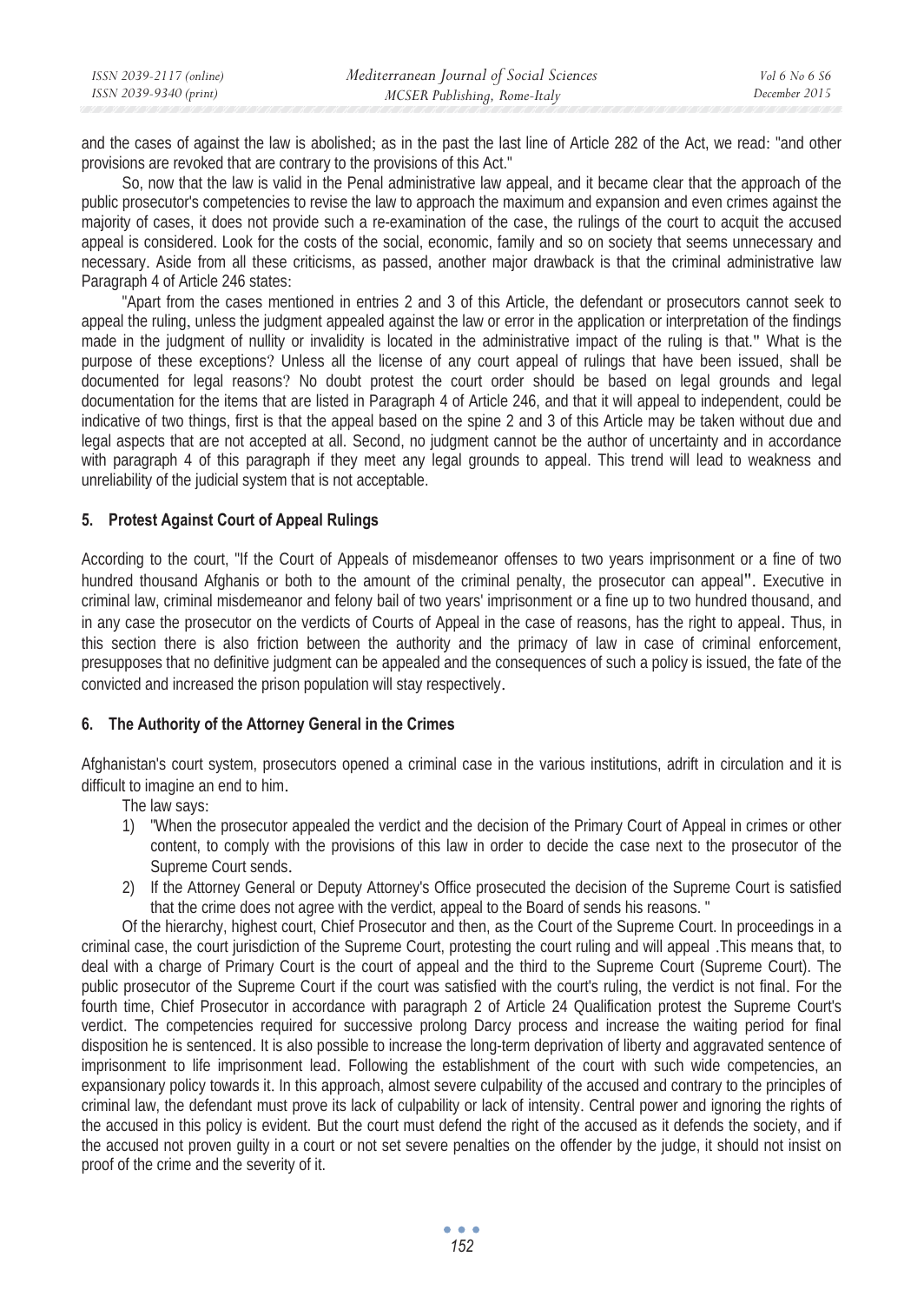and the cases of against the law is abolished; as in the past the last line of Article 282 of the Act, we read: "and other provisions are revoked that are contrary to the provisions of this Act."

So, now that the law is valid in the Penal administrative law appeal, and it became clear that the approach of the public prosecutor's competencies to revise the law to approach the maximum and expansion and even crimes against the majority of cases, it does not provide such a re-examination of the case, the rulings of the court to acquit the accused appeal is considered. Look for the costs of the social, economic, family and so on society that seems unnecessary and necessary. Aside from all these criticisms, as passed, another major drawback is that the criminal administrative law Paragraph 4 of Article 246 states:

"Apart from the cases mentioned in entries 2 and 3 of this Article, the defendant or prosecutors cannot seek to appeal the ruling, unless the judgment appealed against the law or error in the application or interpretation of the findings made in the judgment of nullity or invalidity is located in the administrative impact of the ruling is that." What is the purpose of these exceptions? Unless all the license of any court appeal of rulings that have been issued, shall be documented for legal reasons? No doubt protest the court order should be based on legal grounds and legal documentation for the items that are listed in Paragraph 4 of Article 246, and that it will appeal to independent, could be indicative of two things, first is that the appeal based on the spine 2 and 3 of this Article may be taken without due and legal aspects that are not accepted at all. Second, no judgment cannot be the author of uncertainty and in accordance with paragraph 4 of this paragraph if they meet any legal grounds to appeal. This trend will lead to weakness and unreliability of the judicial system that is not acceptable.

## 5. Protest Against Court of Appeal Rulings

According to the court, "If the Court of Appeals of misdemeanor offenses to two years imprisonment or a fine of two hundred thousand Afghanis or both to the amount of the criminal penalty, the prosecutor can appeal". Executive in criminal law, criminal misdemeanor and felony bail of two years' imprisonment or a fine up to two hundred thousand, and in any case the prosecutor on the verdicts of Courts of Appeal in the case of reasons, has the right to appeal. Thus, in this section there is also friction between the authority and the primacy of law in case of criminal enforcement, presupposes that no definitive judgment can be appealed and the consequences of such a policy is issued, the fate of the convicted and increased the prison population will stay respectively.

## 6. The Authority of the Attorney General in the Crimes

Afghanistan's court system, prosecutors opened a criminal case in the various institutions, adrift in circulation and it is difficult to imagine an end to him.

The law says:

1) "When the prosecutor appealed the verdict and the decision of the Primary Court of Appeal in crimes or other content, to comply with the provisions of this law in order to decide the case next to the prosecutor of the Supreme Court sends.
2) If the Attorney General or Deputy Attorney's Office prosecuted the decision of the Supreme Court is satisfied that the crime does not agree with the verdict, appeal to the Board of sends his reasons. "

Of the hierarchy, highest court, Chief Prosecutor and then, as the Court of the Supreme Court. In proceedings in a criminal case, the court jurisdiction of the Supreme Court, protesting the court ruling and will appeal .This means that, to deal with a charge of Primary Court is the court of appeal and the third to the Supreme Court (Supreme Court). The public prosecutor of the Supreme Court if the court was satisfied with the court's ruling, the verdict is not final. For the fourth time, Chief Prosecutor in accordance with paragraph 2 of Article 24 Qualification protest the Supreme Court's verdict. The competencies required for successive prolong Darcy process and increase the waiting period for final disposition he is sentenced. It is also possible to increase the long-term deprivation of liberty and aggravated sentence of imprisonment to life imprisonment lead. Following the establishment of the court with such wide competencies, an expansionary policy towards it. In this approach, almost severe culpability of the accused and contrary to the principles of criminal law, the defendant must prove its lack of culpability or lack of intensity. Central power and ignoring the rights of the accused in this policy is evident. But the court must defend the right of the accused as it defends the society, and if the accused not proven guilty in a court or not set severe penalties on the offender by the judge, it should not insist on proof of the crime and the severity of it.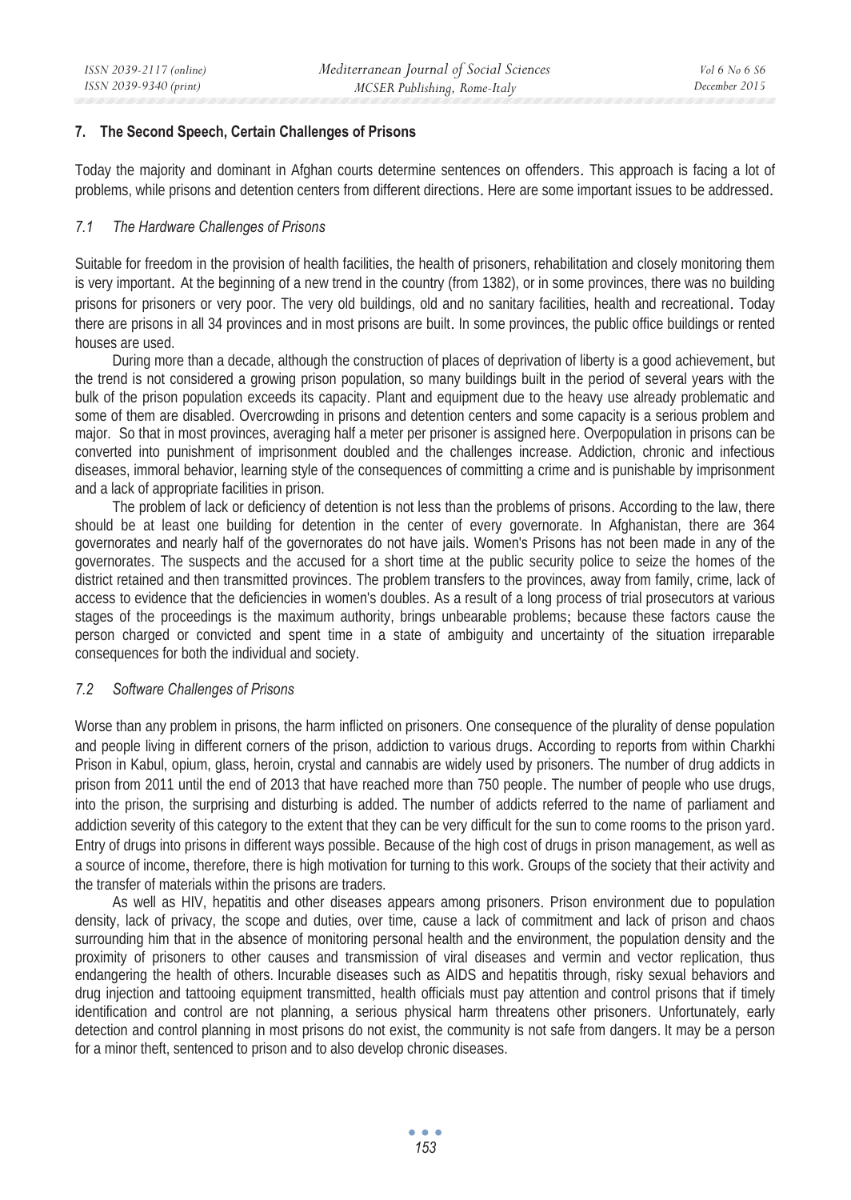## 7. The Second Speech, Certain Challenges of Prisons

Today the majority and dominant in Afghan courts determine sentences on offenders. This approach is facing a lot of problems, while prisons and detention centers from different directions. Here are some important issues to be addressed.

### *7.1 The Hardware Challenges of Prisons*

Suitable for freedom in the provision of health facilities, the health of prisoners, rehabilitation and closely monitoring them is very important. At the beginning of a new trend in the country (from 1382), or in some provinces, there was no building prisons for prisoners or very poor. The very old buildings, old and no sanitary facilities, health and recreational. Today there are prisons in all 34 provinces and in most prisons are built. In some provinces, the public office buildings or rented houses are used.

During more than a decade, although the construction of places of deprivation of liberty is a good achievement, but the trend is not considered a growing prison population, so many buildings built in the period of several years with the bulk of the prison population exceeds its capacity. Plant and equipment due to the heavy use already problematic and some of them are disabled. Overcrowding in prisons and detention centers and some capacity is a serious problem and major. So that in most provinces, averaging half a meter per prisoner is assigned here. Overpopulation in prisons can be converted into punishment of imprisonment doubled and the challenges increase. Addiction, chronic and infectious diseases, immoral behavior, learning style of the consequences of committing a crime and is punishable by imprisonment and a lack of appropriate facilities in prison.

The problem of lack or deficiency of detention is not less than the problems of prisons. According to the law, there should be at least one building for detention in the center of every governorate. In Afghanistan, there are 364 governorates and nearly half of the governorates do not have jails. Women's Prisons has not been made in any of the governorates. The suspects and the accused for a short time at the public security police to seize the homes of the district retained and then transmitted provinces. The problem transfers to the provinces, away from family, crime, lack of access to evidence that the deficiencies in women's doubles. As a result of a long process of trial prosecutors at various stages of the proceedings is the maximum authority, brings unbearable problems; because these factors cause the person charged or convicted and spent time in a state of ambiguity and uncertainty of the situation irreparable consequences for both the individual and society.

### *7.2 Software Challenges of Prisons*

Worse than any problem in prisons, the harm inflicted on prisoners. One consequence of the plurality of dense population and people living in different corners of the prison, addiction to various drugs. According to reports from within Charkhi Prison in Kabul, opium, glass, heroin, crystal and cannabis are widely used by prisoners. The number of drug addicts in prison from 2011 until the end of 2013 that have reached more than 750 people. The number of people who use drugs, into the prison, the surprising and disturbing is added. The number of addicts referred to the name of parliament and addiction severity of this category to the extent that they can be very difficult for the sun to come rooms to the prison yard. Entry of drugs into prisons in different ways possible. Because of the high cost of drugs in prison management, as well as a source of income, therefore, there is high motivation for turning to this work. Groups of the society that their activity and the transfer of materials within the prisons are traders.

As well as HIV, hepatitis and other diseases appears among prisoners. Prison environment due to population density, lack of privacy, the scope and duties, over time, cause a lack of commitment and lack of prison and chaos surrounding him that in the absence of monitoring personal health and the environment, the population density and the proximity of prisoners to other causes and transmission of viral diseases and vermin and vector replication, thus endangering the health of others. Incurable diseases such as AIDS and hepatitis through, risky sexual behaviors and drug injection and tattooing equipment transmitted, health officials must pay attention and control prisons that if timely identification and control are not planning, a serious physical harm threatens other prisoners. Unfortunately, early detection and control planning in most prisons do not exist, the community is not safe from dangers. It may be a person for a minor theft, sentenced to prison and to also develop chronic diseases.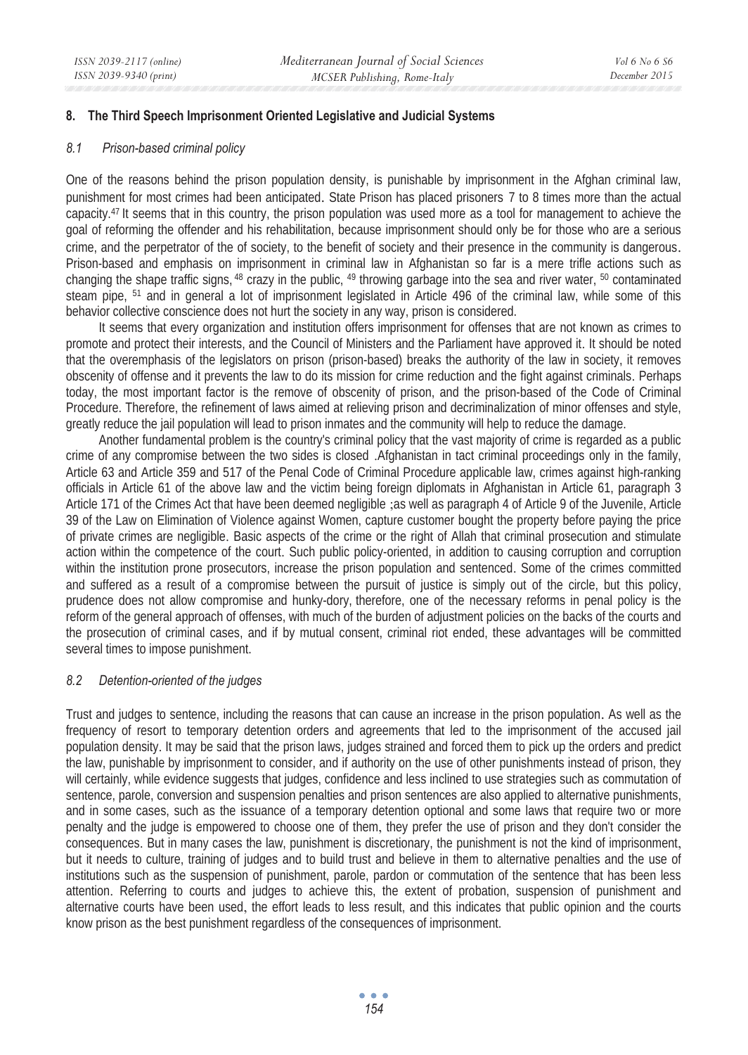## 8. The Third Speech Imprisonment Oriented Legislative and Judicial Systems

### *8.1 Prison-based criminal policy*

One of the reasons behind the prison population density, is punishable by imprisonment in the Afghan criminal law, punishment for most crimes had been anticipated. State Prison has placed prisoners 7 to 8 times more than the actual capacity.[47] It seems that in this country, the prison population was used more as a tool for management to achieve the goal of reforming the offender and his rehabilitation, because imprisonment should only be for those who are a serious crime, and the perpetrator of the of society, to the benefit of society and their presence in the community is dangerous. Prison-based and emphasis on imprisonment in criminal law in Afghanistan so far is a mere trifle actions such as changing the shape traffic signs, [48] crazy in the public, [49] throwing garbage into the sea and river water, [50] contaminated steam pipe, [51] and in general a lot of imprisonment legislated in Article 496 of the criminal law, while some of this behavior collective conscience does not hurt the society in any way, prison is considered.

It seems that every organization and institution offers imprisonment for offenses that are not known as crimes to promote and protect their interests, and the Council of Ministers and the Parliament have approved it. It should be noted that the overemphasis of the legislators on prison (prison-based) breaks the authority of the law in society, it removes obscenity of offense and it prevents the law to do its mission for crime reduction and the fight against criminals. Perhaps today, the most important factor is the remove of obscenity of prison, and the prison-based of the Code of Criminal Procedure. Therefore, the refinement of laws aimed at relieving prison and decriminalization of minor offenses and style, greatly reduce the jail population will lead to prison inmates and the community will help to reduce the damage.

Another fundamental problem is the country's criminal policy that the vast majority of crime is regarded as a public crime of any compromise between the two sides is closed .Afghanistan in tact criminal proceedings only in the family, Article 63 and Article 359 and 517 of the Penal Code of Criminal Procedure applicable law, crimes against high-ranking officials in Article 61 of the above law and the victim being foreign diplomats in Afghanistan in Article 61, paragraph 3 Article 171 of the Crimes Act that have been deemed negligible ;as well as paragraph 4 of Article 9 of the Juvenile, Article 39 of the Law on Elimination of Violence against Women, capture customer bought the property before paying the price of private crimes are negligible. Basic aspects of the crime or the right of Allah that criminal prosecution and stimulate action within the competence of the court. Such public policy-oriented, in addition to causing corruption and corruption within the institution prone prosecutors, increase the prison population and sentenced. Some of the crimes committed and suffered as a result of a compromise between the pursuit of justice is simply out of the circle, but this policy, prudence does not allow compromise and hunky-dory, therefore, one of the necessary reforms in penal policy is the reform of the general approach of offenses, with much of the burden of adjustment policies on the backs of the courts and the prosecution of criminal cases, and if by mutual consent, criminal riot ended, these advantages will be committed several times to impose punishment.

### *8.2 Detention-oriented of the judges*

Trust and judges to sentence, including the reasons that can cause an increase in the prison population. As well as the frequency of resort to temporary detention orders and agreements that led to the imprisonment of the accused jail population density. It may be said that the prison laws, judges strained and forced them to pick up the orders and predict the law, punishable by imprisonment to consider, and if authority on the use of other punishments instead of prison, they will certainly, while evidence suggests that judges, confidence and less inclined to use strategies such as commutation of sentence, parole, conversion and suspension penalties and prison sentences are also applied to alternative punishments, and in some cases, such as the issuance of a temporary detention optional and some laws that require two or more penalty and the judge is empowered to choose one of them, they prefer the use of prison and they don't consider the consequences. But in many cases the law, punishment is discretionary, the punishment is not the kind of imprisonment, but it needs to culture, training of judges and to build trust and believe in them to alternative penalties and the use of institutions such as the suspension of punishment, parole, pardon or commutation of the sentence that has been less attention. Referring to courts and judges to achieve this, the extent of probation, suspension of punishment and alternative courts have been used, the effort leads to less result, and this indicates that public opinion and the courts know prison as the best punishment regardless of the consequences of imprisonment.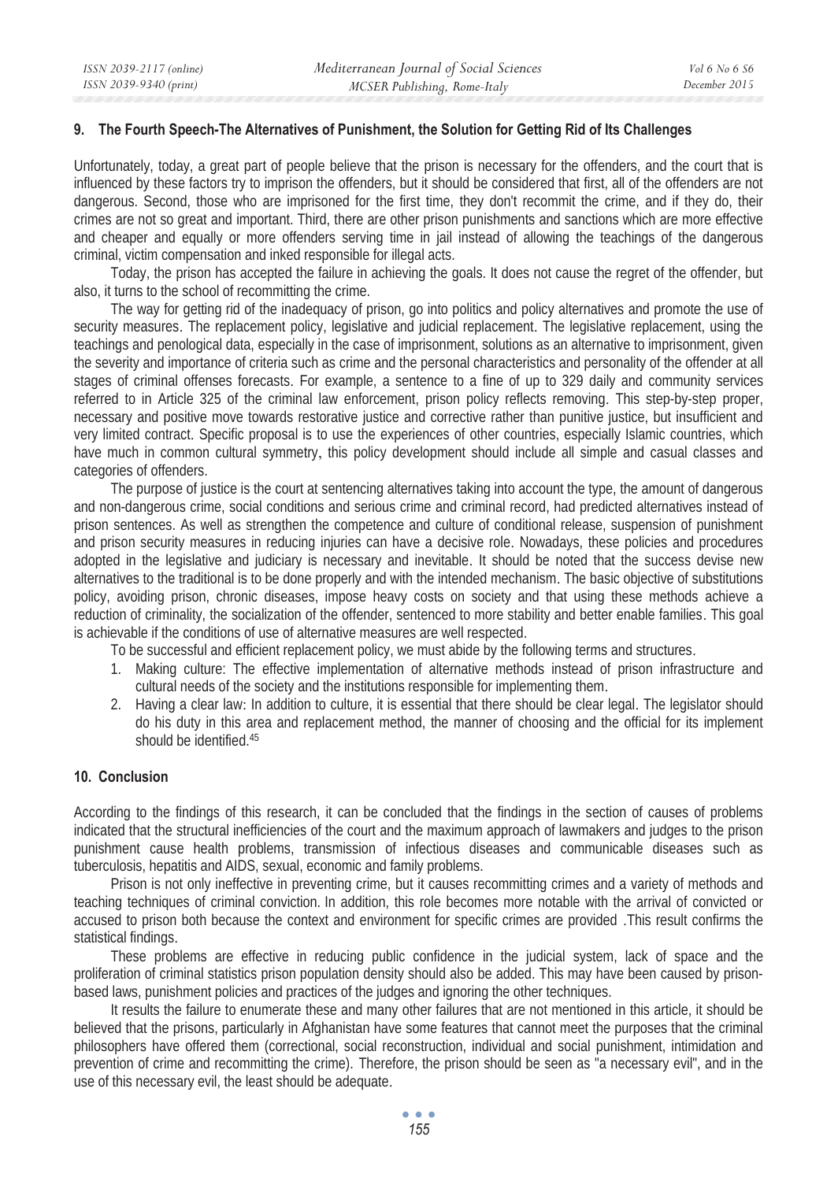## 9. The Fourth Speech-The Alternatives of Punishment, the Solution for Getting Rid of Its Challenges

Unfortunately, today, a great part of people believe that the prison is necessary for the offenders, and the court that is influenced by these factors try to imprison the offenders, but it should be considered that first, all of the offenders are not dangerous. Second, those who are imprisoned for the first time, they don't recommit the crime, and if they do, their crimes are not so great and important. Third, there are other prison punishments and sanctions which are more effective and cheaper and equally or more offenders serving time in jail instead of allowing the teachings of the dangerous criminal, victim compensation and inked responsible for illegal acts.

Today, the prison has accepted the failure in achieving the goals. It does not cause the regret of the offender, but also, it turns to the school of recommitting the crime.

The way for getting rid of the inadequacy of prison, go into politics and policy alternatives and promote the use of security measures. The replacement policy, legislative and judicial replacement. The legislative replacement, using the teachings and penological data, especially in the case of imprisonment, solutions as an alternative to imprisonment, given the severity and importance of criteria such as crime and the personal characteristics and personality of the offender at all stages of criminal offenses forecasts. For example, a sentence to a fine of up to 329 daily and community services referred to in Article 325 of the criminal law enforcement, prison policy reflects removing. This step-by-step proper, necessary and positive move towards restorative justice and corrective rather than punitive justice, but insufficient and very limited contract. Specific proposal is to use the experiences of other countries, especially Islamic countries, which have much in common cultural symmetry, this policy development should include all simple and casual classes and categories of offenders.

The purpose of justice is the court at sentencing alternatives taking into account the type, the amount of dangerous and non-dangerous crime, social conditions and serious crime and criminal record, had predicted alternatives instead of prison sentences. As well as strengthen the competence and culture of conditional release, suspension of punishment and prison security measures in reducing injuries can have a decisive role. Nowadays, these policies and procedures adopted in the legislative and judiciary is necessary and inevitable. It should be noted that the success devise new alternatives to the traditional is to be done properly and with the intended mechanism. The basic objective of substitutions policy, avoiding prison, chronic diseases, impose heavy costs on society and that using these methods achieve a reduction of criminality, the socialization of the offender, sentenced to more stability and better enable families. This goal is achievable if the conditions of use of alternative measures are well respected.

To be successful and efficient replacement policy, we must abide by the following terms and structures.

1. Making culture: The effective implementation of alternative methods instead of prison infrastructure and cultural needs of the society and the institutions responsible for implementing them.
2. Having a clear law: In addition to culture, it is essential that there should be clear legal. The legislator should do his duty in this area and replacement method, the manner of choosing and the official for its implement should be identified.[45]

## 10. Conclusion

According to the findings of this research, it can be concluded that the findings in the section of causes of problems indicated that the structural inefficiencies of the court and the maximum approach of lawmakers and judges to the prison punishment cause health problems, transmission of infectious diseases and communicable diseases such as tuberculosis, hepatitis and AIDS, sexual, economic and family problems.

Prison is not only ineffective in preventing crime, but it causes recommitting crimes and a variety of methods and teaching techniques of criminal conviction. In addition, this role becomes more notable with the arrival of convicted or accused to prison both because the context and environment for specific crimes are provided .This result confirms the statistical findings.

These problems are effective in reducing public confidence in the judicial system, lack of space and the proliferation of criminal statistics prison population density should also be added. This may have been caused by prison-based laws, punishment policies and practices of the judges and ignoring the other techniques.

It results the failure to enumerate these and many other failures that are not mentioned in this article, it should be believed that the prisons, particularly in Afghanistan have some features that cannot meet the purposes that the criminal philosophers have offered them (correctional, social reconstruction, individual and social punishment, intimidation and prevention of crime and recommitting the crime). Therefore, the prison should be seen as "a necessary evil", and in the use of this necessary evil, the least should be adequate.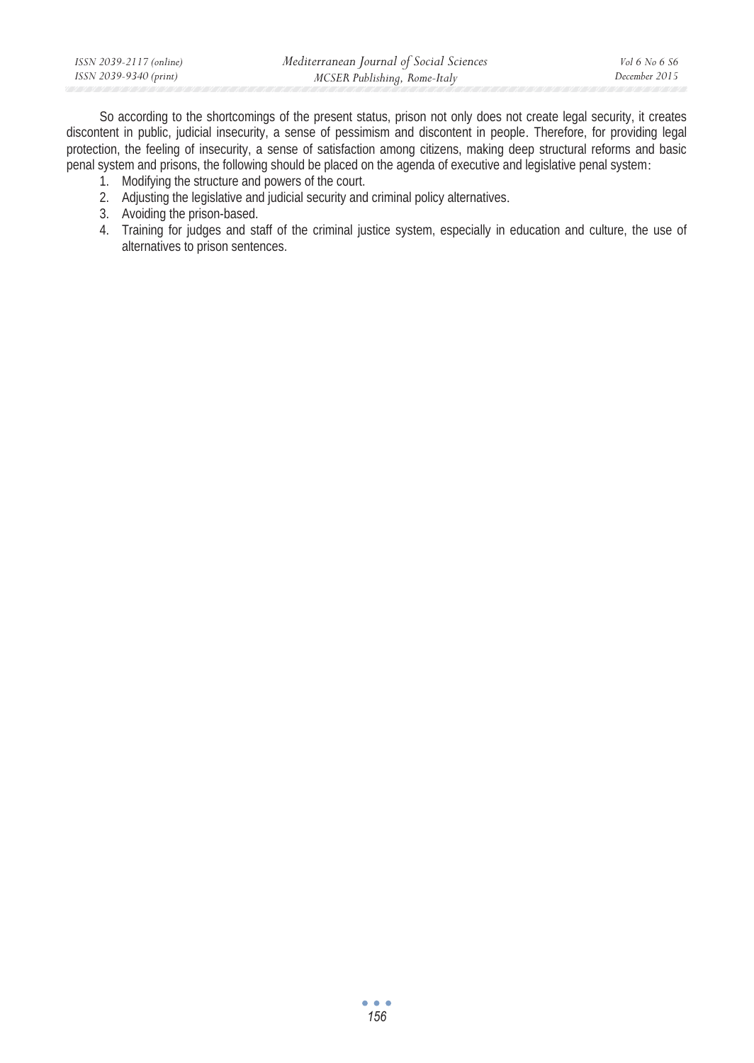So according to the shortcomings of the present status, prison not only does not create legal security, it creates discontent in public, judicial insecurity, a sense of pessimism and discontent in people. Therefore, for providing legal protection, the feeling of insecurity, a sense of satisfaction among citizens, making deep structural reforms and basic penal system and prisons, the following should be placed on the agenda of executive and legislative penal system:

1. Modifying the structure and powers of the court.
2. Adjusting the legislative and judicial security and criminal policy alternatives.
3. Avoiding the prison-based.
4. Training for judges and staff of the criminal justice system, especially in education and culture, the use of alternatives to prison sentences.